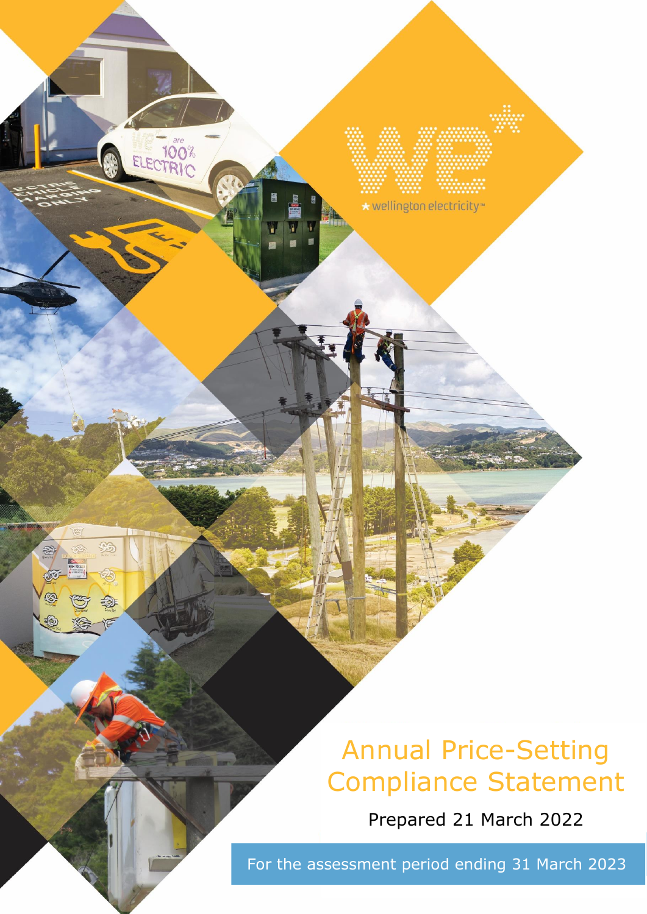# Annual Price-Setting Compliance Statement

Prepared 21 March 2022

For the assessment period ending 31 March 2023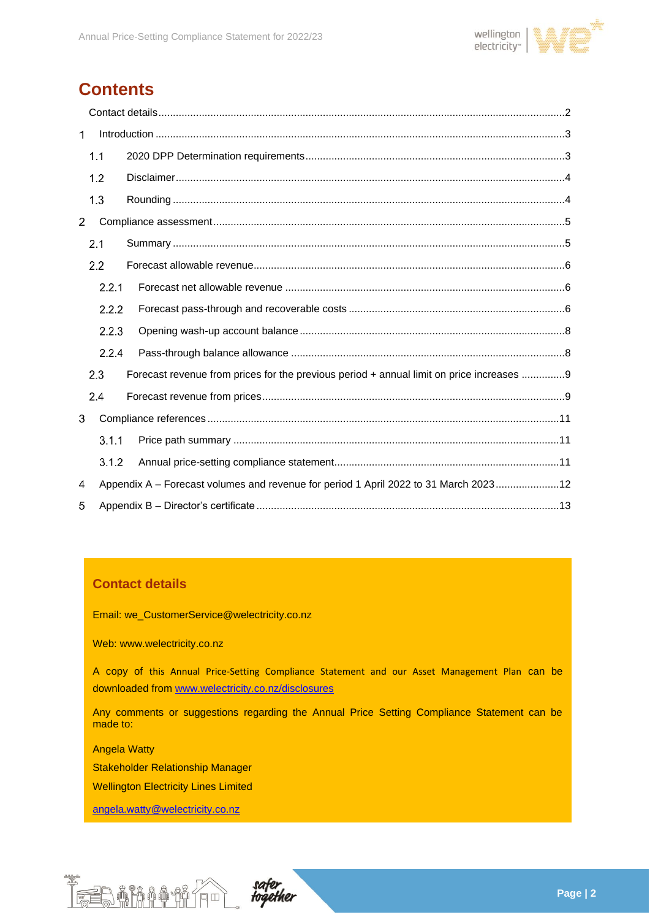# Contents

- Contact details ... 2
- 1 Introduction ... 3
  - 1.1 2020 DPP Determination requirements ... 3
  - 1.2 Disclaimer ... 4
  - 1.3 Rounding ... 4
- 2 Compliance assessment ... 5
  - 2.1 Summary ... 5
  - 2.2 Forecast allowable revenue ... 6
    - 2.2.1 Forecast net allowable revenue ... 6
    - 2.2.2 Forecast pass-through and recoverable costs ... 6
    - 2.2.3 Opening wash-up account balance ... 8
    - 2.2.4 Pass-through balance allowance ... 8
  - 2.3 Forecast revenue from prices for the previous period + annual limit on price increases ... 9
  - 2.4 Forecast revenue from prices ... 9
- 3 Compliance references ... 11
    - 3.1.1 Price path summary ... 11
    - 3.1.2 Annual price-setting compliance statement ... 11
- 4 Appendix A – Forecast volumes and revenue for period 1 April 2022 to 31 March 2023 ... 12
- 5 Appendix B – Director's certificate ... 13

## Contact details

Email: we_CustomerService@welectricity.co.nz

Web: www.welectricity.co.nz

A copy of this Annual Price-Setting Compliance Statement and our Asset Management Plan can be downloaded from [www.welectricity.co.nz/disclosures](www.welectricity.co.nz/disclosures)

Any comments or suggestions regarding the Annual Price Setting Compliance Statement can be made to:

Angela Watty

Stakeholder Relationship Manager

Wellington Electricity Lines Limited

[angela.watty@welectricity.co.nz](mailto:angela.watty@welectricity.co.nz)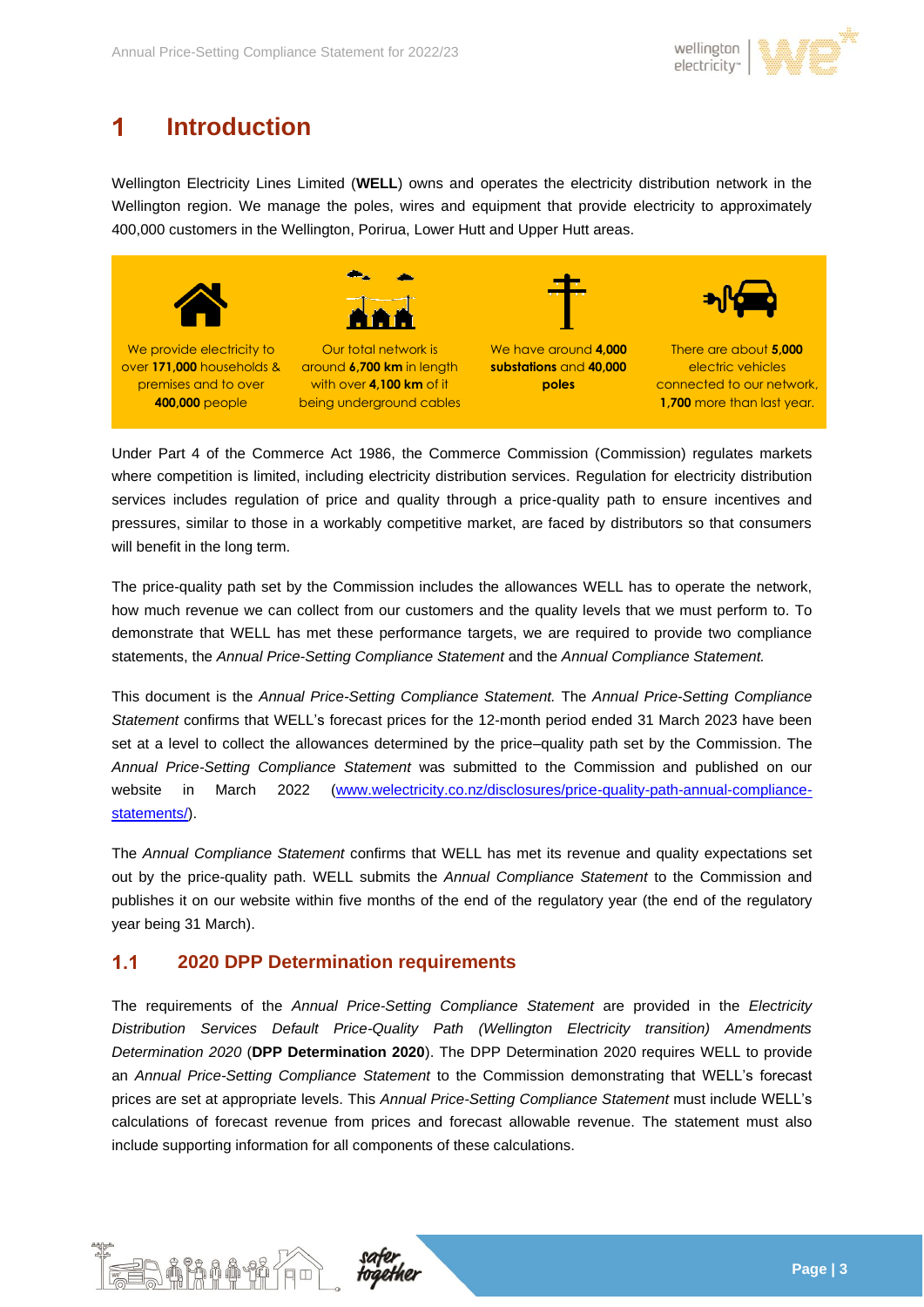# 1 Introduction

Wellington Electricity Lines Limited (**WELL**) owns and operates the electricity distribution network in the Wellington region. We manage the poles, wires and equipment that provide electricity to approximately 400,000 customers in the Wellington, Porirua, Lower Hutt and Upper Hutt areas.

We provide electricity to over **171,000** households & premises and to over **400,000** people

Our total network is around **6,700 km** in length with over **4,100 km** of it being underground cables

We have around **4,000 substations** and **40,000 poles**

There are about **5,000** electric vehicles connected to our network, **1,700** more than last year.

Under Part 4 of the Commerce Act 1986, the Commerce Commission (Commission) regulates markets where competition is limited, including electricity distribution services. Regulation for electricity distribution services includes regulation of price and quality through a price-quality path to ensure incentives and pressures, similar to those in a workably competitive market, are faced by distributors so that consumers will benefit in the long term.

The price-quality path set by the Commission includes the allowances WELL has to operate the network, how much revenue we can collect from our customers and the quality levels that we must perform to. To demonstrate that WELL has met these performance targets, we are required to provide two compliance statements, the *Annual Price-Setting Compliance Statement* and the *Annual Compliance Statement.*

This document is the *Annual Price-Setting Compliance Statement.* The *Annual Price-Setting Compliance Statement* confirms that WELL's forecast prices for the 12-month period ended 31 March 2023 have been set at a level to collect the allowances determined by the price–quality path set by the Commission. The *Annual Price-Setting Compliance Statement* was submitted to the Commission and published on our website in March 2022 (www.welectricity.co.nz/disclosures/price-quality-path-annual-compliance-statements/).

The *Annual Compliance Statement* confirms that WELL has met its revenue and quality expectations set out by the price-quality path. WELL submits the *Annual Compliance Statement* to the Commission and publishes it on our website within five months of the end of the regulatory year (the end of the regulatory year being 31 March).

## 1.1 2020 DPP Determination requirements

The requirements of the *Annual Price-Setting Compliance Statement* are provided in the *Electricity Distribution Services Default Price-Quality Path (Wellington Electricity transition) Amendments Determination 2020* (**DPP Determination 2020**). The DPP Determination 2020 requires WELL to provide an *Annual Price-Setting Compliance Statement* to the Commission demonstrating that WELL's forecast prices are set at appropriate levels. This *Annual Price-Setting Compliance Statement* must include WELL's calculations of forecast revenue from prices and forecast allowable revenue. The statement must also include supporting information for all components of these calculations.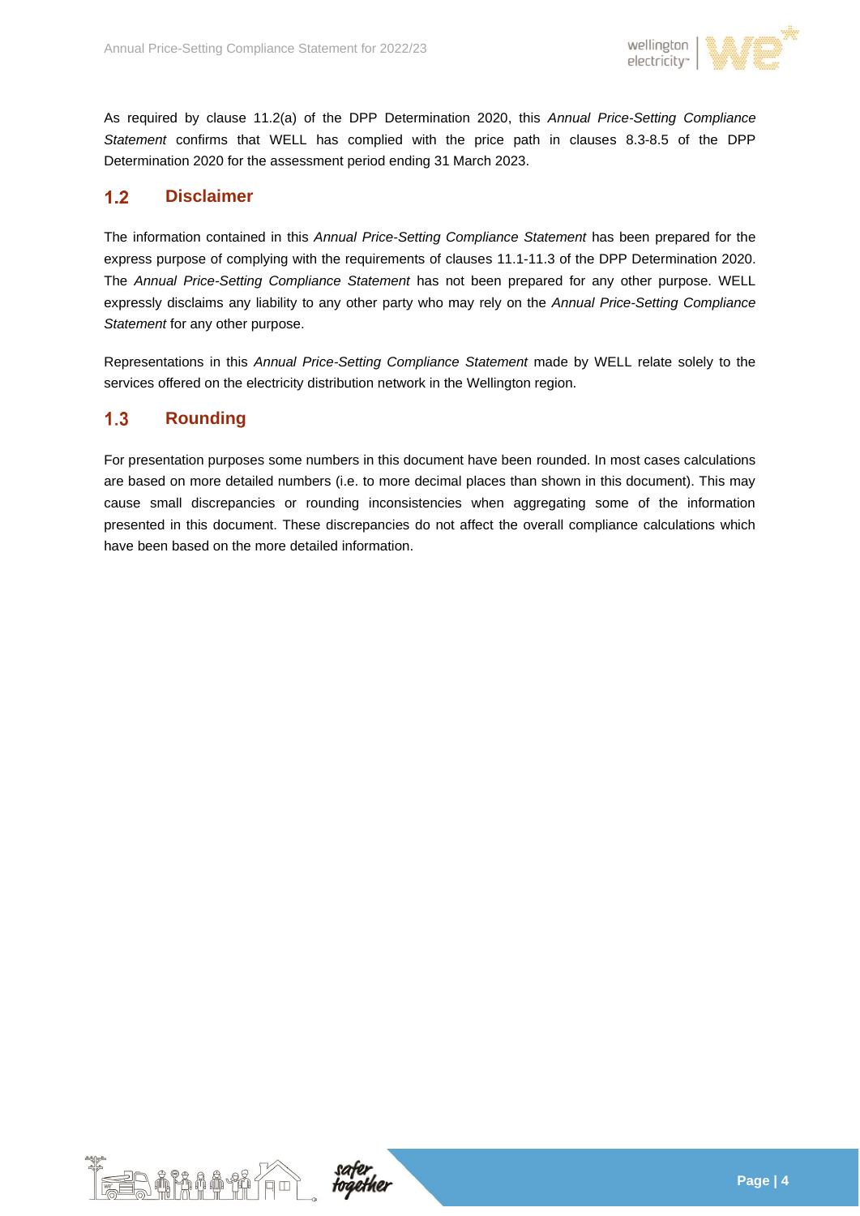As required by clause 11.2(a) of the DPP Determination 2020, this *Annual Price-Setting Compliance Statement* confirms that WELL has complied with the price path in clauses 8.3-8.5 of the DPP Determination 2020 for the assessment period ending 31 March 2023.

## 1.2 Disclaimer

The information contained in this *Annual Price-Setting Compliance Statement* has been prepared for the express purpose of complying with the requirements of clauses 11.1-11.3 of the DPP Determination 2020. The *Annual Price-Setting Compliance Statement* has not been prepared for any other purpose. WELL expressly disclaims any liability to any other party who may rely on the *Annual Price-Setting Compliance Statement* for any other purpose.

Representations in this *Annual Price-Setting Compliance Statement* made by WELL relate solely to the services offered on the electricity distribution network in the Wellington region.

## 1.3 Rounding

For presentation purposes some numbers in this document have been rounded. In most cases calculations are based on more detailed numbers (i.e. to more decimal places than shown in this document). This may cause small discrepancies or rounding inconsistencies when aggregating some of the information presented in this document. These discrepancies do not affect the overall compliance calculations which have been based on the more detailed information.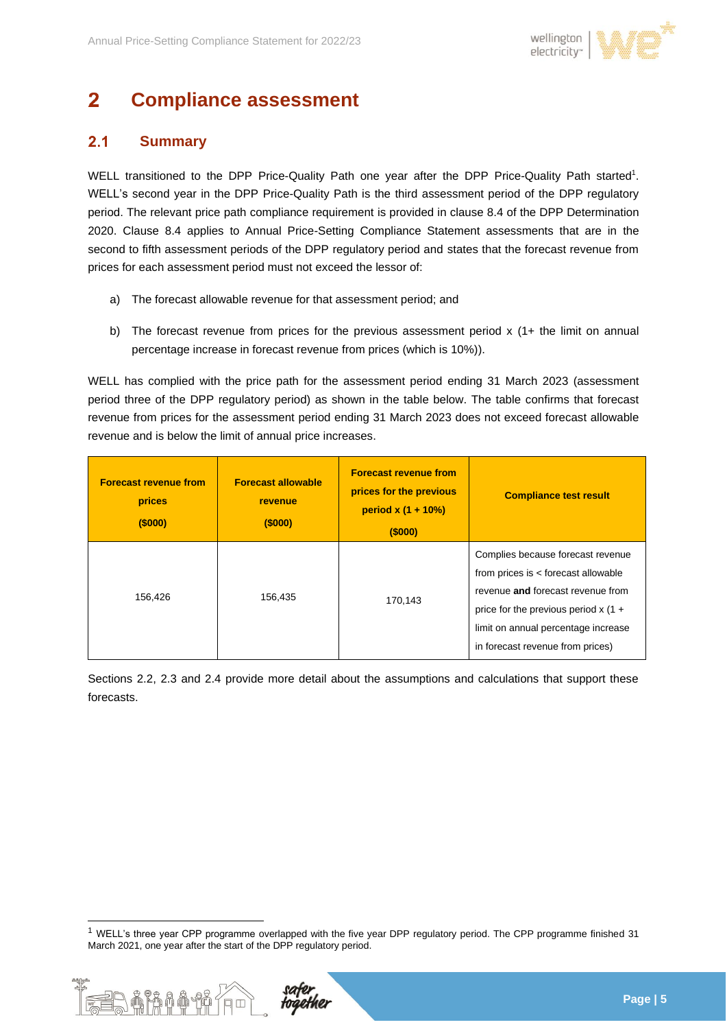# 2 Compliance assessment

## 2.1 Summary

WELL transitioned to the DPP Price-Quality Path one year after the DPP Price-Quality Path started[1]. WELL's second year in the DPP Price-Quality Path is the third assessment period of the DPP regulatory period. The relevant price path compliance requirement is provided in clause 8.4 of the DPP Determination 2020. Clause 8.4 applies to Annual Price-Setting Compliance Statement assessments that are in the second to fifth assessment periods of the DPP regulatory period and states that the forecast revenue from prices for each assessment period must not exceed the lessor of:

a) The forecast allowable revenue for that assessment period; and

b) The forecast revenue from prices for the previous assessment period x (1+ the limit on annual percentage increase in forecast revenue from prices (which is 10%)).

WELL has complied with the price path for the assessment period ending 31 March 2023 (assessment period three of the DPP regulatory period) as shown in the table below. The table confirms that forecast revenue from prices for the assessment period ending 31 March 2023 does not exceed forecast allowable revenue and is below the limit of annual price increases.

| Forecast revenue from prices ($000) | Forecast allowable revenue ($000) | Forecast revenue from prices for the previous period x (1 + 10%) ($000) | Compliance test result |
|---|---|---|---|
| 156,426 | 156,435 | 170,143 | Complies because forecast revenue from prices is < forecast allowable revenue **and** forecast revenue from price for the previous period x (1 + limit on annual percentage increase in forecast revenue from prices) |

Sections 2.2, 2.3 and 2.4 provide more detail about the assumptions and calculations that support these forecasts.

[1] WELL's three year CPP programme overlapped with the five year DPP regulatory period. The CPP programme finished 31 March 2021, one year after the start of the DPP regulatory period.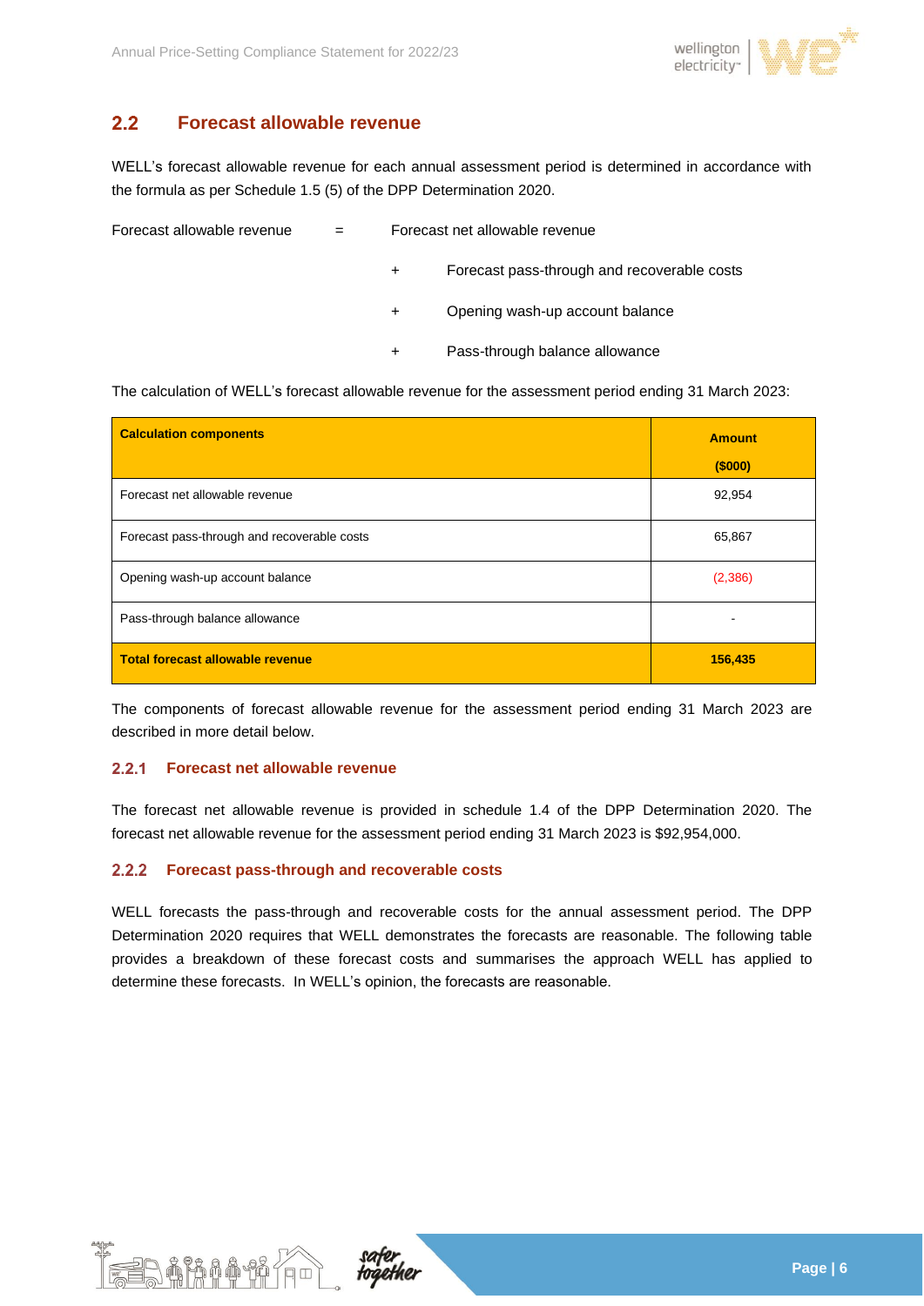## 2.2 Forecast allowable revenue

WELL's forecast allowable revenue for each annual assessment period is determined in accordance with the formula as per Schedule 1.5 (5) of the DPP Determination 2020.

Forecast allowable revenue = Forecast net allowable revenue

+ Forecast pass-through and recoverable costs

+ Opening wash-up account balance

+ Pass-through balance allowance

The calculation of WELL's forecast allowable revenue for the assessment period ending 31 March 2023:

| **Calculation components** | **Amount ($000)** |
|---|---|
| Forecast net allowable revenue | 92,954 |
| Forecast pass-through and recoverable costs | 65,867 |
| Opening wash-up account balance | (2,386) |
| Pass-through balance allowance | - |
| **Total forecast allowable revenue** | **156,435** |

The components of forecast allowable revenue for the assessment period ending 31 March 2023 are described in more detail below.

### 2.2.1 Forecast net allowable revenue

The forecast net allowable revenue is provided in schedule 1.4 of the DPP Determination 2020. The forecast net allowable revenue for the assessment period ending 31 March 2023 is $92,954,000.

### 2.2.2 Forecast pass-through and recoverable costs

WELL forecasts the pass-through and recoverable costs for the annual assessment period. The DPP Determination 2020 requires that WELL demonstrates the forecasts are reasonable. The following table provides a breakdown of these forecast costs and summarises the approach WELL has applied to determine these forecasts. In WELL's opinion, the forecasts are reasonable.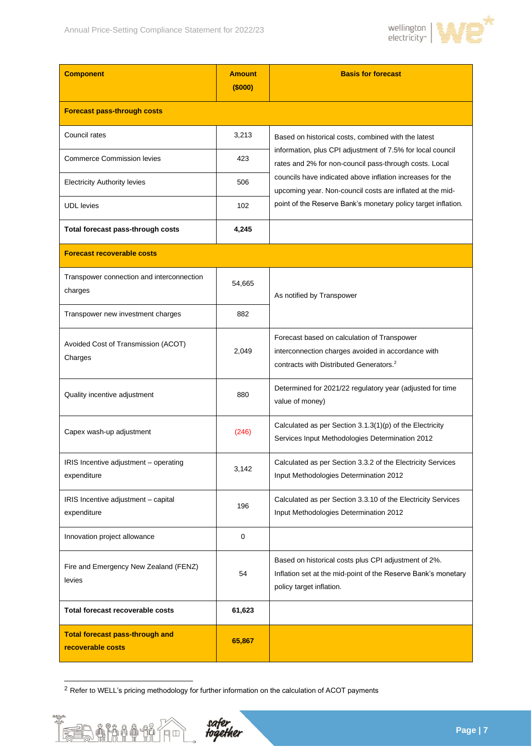| Component | Amount ($000) | Basis for forecast |
|---|---|---|
| **Forecast pass-through costs** | | |
| Council rates | 3,213 | Based on historical costs, combined with the latest information, plus CPI adjustment of 7.5% for local council rates and 2% for non-council pass-through costs. Local councils have indicated above inflation increases for the upcoming year. Non-council costs are inflated at the mid-point of the Reserve Bank's monetary policy target inflation. |
| Commerce Commission levies | 423 | |
| Electricity Authority levies | 506 | |
| UDL levies | 102 | |
| **Total forecast pass-through costs** | **4,245** | |
| **Forecast recoverable costs** | | |
| Transpower connection and interconnection charges | 54,665 | As notified by Transpower |
| Transpower new investment charges | 882 | |
| Avoided Cost of Transmission (ACOT) Charges | 2,049 | Forecast based on calculation of Transpower interconnection charges avoided in accordance with contracts with Distributed Generators.[2] |
| Quality incentive adjustment | 880 | Determined for 2021/22 regulatory year (adjusted for time value of money) |
| Capex wash-up adjustment | (246) | Calculated as per Section 3.1.3(1)(p) of the Electricity Services Input Methodologies Determination 2012 |
| IRIS Incentive adjustment – operating expenditure | 3,142 | Calculated as per Section 3.3.2 of the Electricity Services Input Methodologies Determination 2012 |
| IRIS Incentive adjustment – capital expenditure | 196 | Calculated as per Section 3.3.10 of the Electricity Services Input Methodologies Determination 2012 |
| Innovation project allowance | 0 | |
| Fire and Emergency New Zealand (FENZ) levies | 54 | Based on historical costs plus CPI adjustment of 2%. Inflation set at the mid-point of the Reserve Bank's monetary policy target inflation. |
| **Total forecast recoverable costs** | **61,623** | |
| **Total forecast pass-through and recoverable costs** | **65,867** | |

[2] Refer to WELL's pricing methodology for further information on the calculation of ACOT payments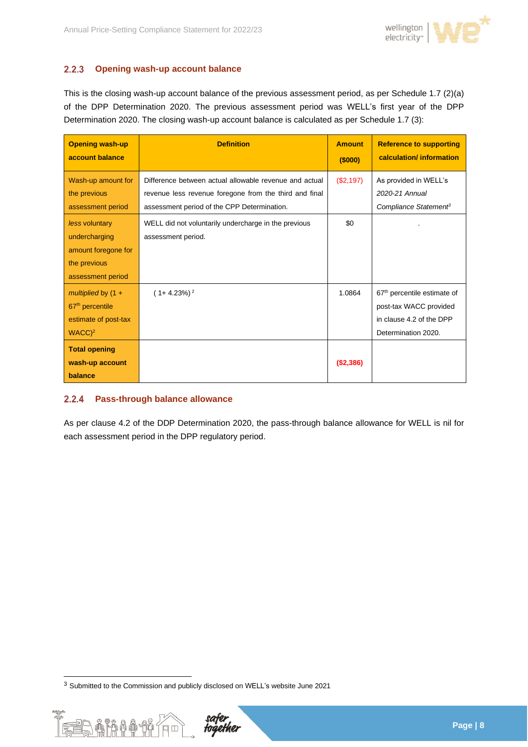### 2.2.3 Opening wash-up account balance

This is the closing wash-up account balance of the previous assessment period, as per Schedule 1.7 (2)(a) of the DPP Determination 2020. The previous assessment period was WELL's first year of the DPP Determination 2020. The closing wash-up account balance is calculated as per Schedule 1.7 (3):

| Opening wash-up account balance | Definition | Amount ($000) | Reference to supporting calculation/ information |
|---|---|---|---|
| Wash-up amount for the previous assessment period | Difference between actual allowable revenue and actual revenue less revenue foregone from the third and final assessment period of the CPP Determination. | ($2,197) | As provided in WELL's *2020-21 Annual Compliance Statement*[3] |
| *less* voluntary undercharging amount foregone for the previous assessment period | WELL did not voluntarily undercharge in the previous assessment period. | $0 | . |
| *multiplied* by (1 + 67th percentile estimate of post-tax WACC)$^2$ | $(1+ 4.23\%)^2$ | 1.0864 | 67th percentile estimate of post-tax WACC provided in clause 4.2 of the DPP Determination 2020. |
| **Total opening wash-up account balance** | | **($2,386)** | |

### 2.2.4 Pass-through balance allowance

As per clause 4.2 of the DDP Determination 2020, the pass-through balance allowance for WELL is nil for each assessment period in the DPP regulatory period.

[3] Submitted to the Commission and publicly disclosed on WELL's website June 2021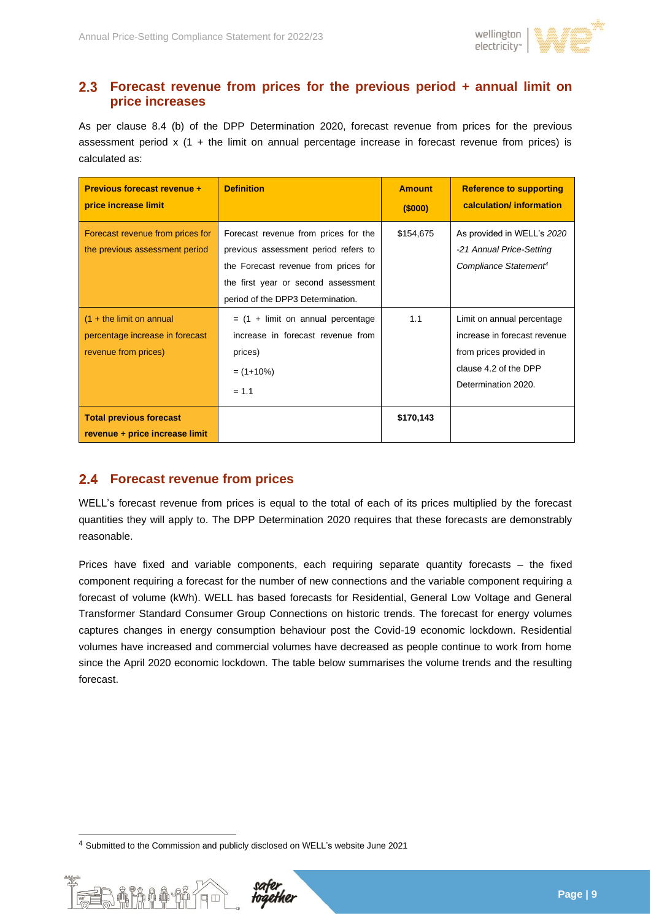## 2.3 Forecast revenue from prices for the previous period + annual limit on price increases

As per clause 8.4 (b) of the DPP Determination 2020, forecast revenue from prices for the previous assessment period x (1 + the limit on annual percentage increase in forecast revenue from prices) is calculated as:

| Previous forecast revenue + price increase limit | Definition | Amount ($000) | Reference to supporting calculation/ information |
|---|---|---|---|
| Forecast revenue from prices for the previous assessment period | Forecast revenue from prices for the previous assessment period refers to the Forecast revenue from prices for the first year or second assessment period of the DPP3 Determination. | $154,675 | As provided in WELL's *2020 -21 Annual Price-Setting Compliance Statement*[4] |
| (1 + the limit on annual percentage increase in forecast revenue from prices) | = (1 + limit on annual percentage increase in forecast revenue from prices)<br>= (1+10%)<br>= 1.1 | 1.1 | Limit on annual percentage increase in forecast revenue from prices provided in clause 4.2 of the DPP Determination 2020. |
| **Total previous forecast revenue + price increase limit** | | **$170,143** | |

## 2.4 Forecast revenue from prices

WELL's forecast revenue from prices is equal to the total of each of its prices multiplied by the forecast quantities they will apply to. The DPP Determination 2020 requires that these forecasts are demonstrably reasonable.

Prices have fixed and variable components, each requiring separate quantity forecasts – the fixed component requiring a forecast for the number of new connections and the variable component requiring a forecast of volume (kWh). WELL has based forecasts for Residential, General Low Voltage and General Transformer Standard Consumer Group Connections on historic trends. The forecast for energy volumes captures changes in energy consumption behaviour post the Covid-19 economic lockdown. Residential volumes have increased and commercial volumes have decreased as people continue to work from home since the April 2020 economic lockdown. The table below summarises the volume trends and the resulting forecast.

---

[4] Submitted to the Commission and publicly disclosed on WELL's website June 2021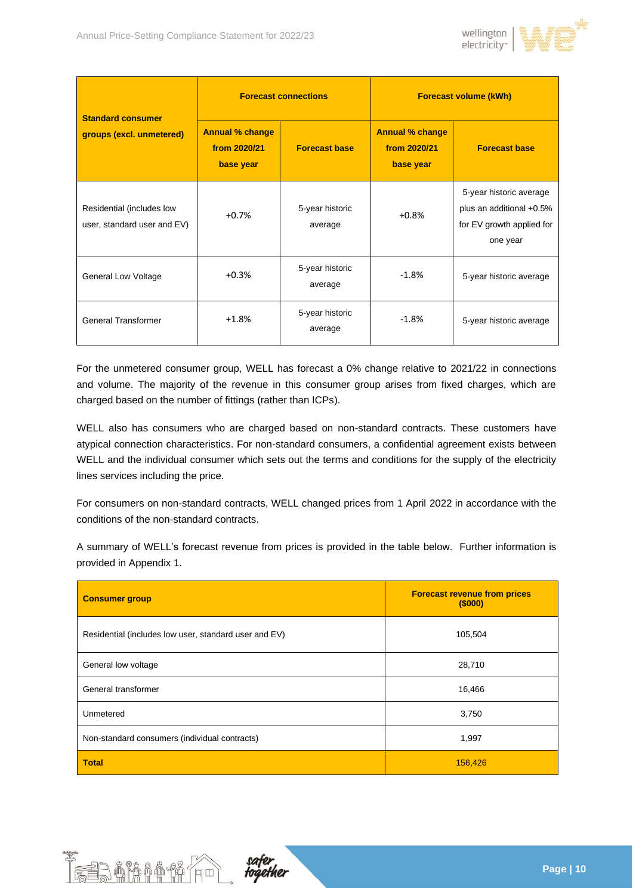| Standard consumer groups (excl. unmetered) | Forecast connections | | Forecast volume (kWh) | |
|---|---|---|---|---|
| | Annual % change from 2020/21 base year | Forecast base | Annual % change from 2020/21 base year | Forecast base |
| Residential (includes low user, standard user and EV) | +0.7% | 5-year historic average | +0.8% | 5-year historic average plus an additional +0.5% for EV growth applied for one year |
| General Low Voltage | +0.3% | 5-year historic average | -1.8% | 5-year historic average |
| General Transformer | +1.8% | 5-year historic average | -1.8% | 5-year historic average |

For the unmetered consumer group, WELL has forecast a 0% change relative to 2021/22 in connections and volume. The majority of the revenue in this consumer group arises from fixed charges, which are charged based on the number of fittings (rather than ICPs).

WELL also has consumers who are charged based on non-standard contracts. These customers have atypical connection characteristics. For non-standard consumers, a confidential agreement exists between WELL and the individual consumer which sets out the terms and conditions for the supply of the electricity lines services including the price.

For consumers on non-standard contracts, WELL changed prices from 1 April 2022 in accordance with the conditions of the non-standard contracts.

A summary of WELL's forecast revenue from prices is provided in the table below. Further information is provided in Appendix 1.

| Consumer group | Forecast revenue from prices ($000) |
|---|---|
| Residential (includes low user, standard user and EV) | 105,504 |
| General low voltage | 28,710 |
| General transformer | 16,466 |
| Unmetered | 3,750 |
| Non-standard consumers (individual contracts) | 1,997 |
| **Total** | 156,426 |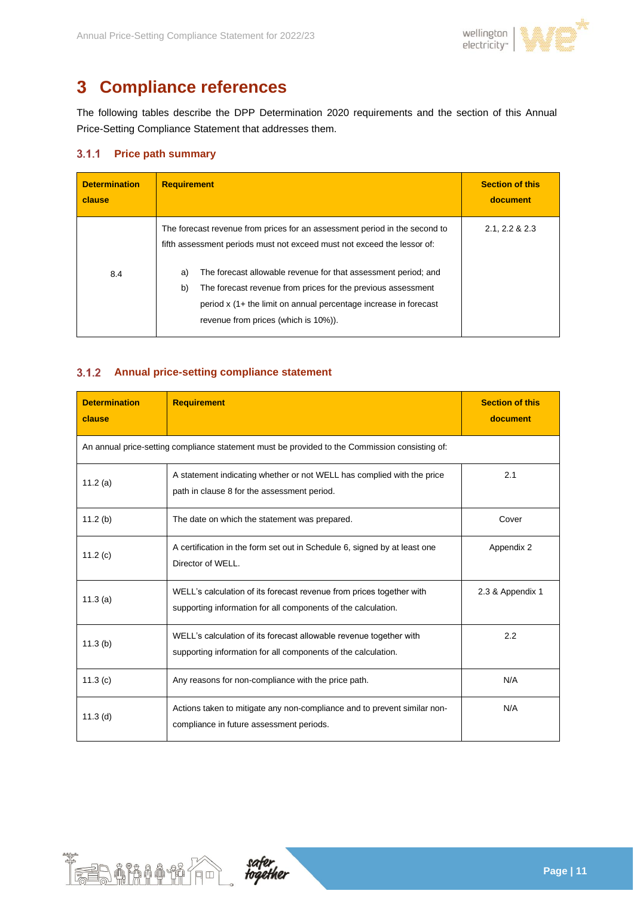# 3 Compliance references

The following tables describe the DPP Determination 2020 requirements and the section of this Annual Price-Setting Compliance Statement that addresses them.

### 3.1.1 Price path summary

| Determination clause | Requirement | Section of this document |
|---|---|---|
| 8.4 | The forecast revenue from prices for an assessment period in the second to fifth assessment periods must not exceed must not exceed the lessor of:<br><br>a) The forecast allowable revenue for that assessment period; and<br>b) The forecast revenue from prices for the previous assessment period x (1+ the limit on annual percentage increase in forecast revenue from prices (which is 10%)). | 2.1, 2.2 & 2.3 |

### 3.1.2 Annual price-setting compliance statement

| Determination clause | Requirement | Section of this document |
|---|---|---|
| An annual price-setting compliance statement must be provided to the Commission consisting of: | | |
| 11.2 (a) | A statement indicating whether or not WELL has complied with the price path in clause 8 for the assessment period. | 2.1 |
| 11.2 (b) | The date on which the statement was prepared. | Cover |
| 11.2 (c) | A certification in the form set out in Schedule 6, signed by at least one Director of WELL. | Appendix 2 |
| 11.3 (a) | WELL's calculation of its forecast revenue from prices together with supporting information for all components of the calculation. | 2.3 & Appendix 1 |
| 11.3 (b) | WELL's calculation of its forecast allowable revenue together with supporting information for all components of the calculation. | 2.2 |
| 11.3 (c) | Any reasons for non-compliance with the price path. | N/A |
| 11.3 (d) | Actions taken to mitigate any non-compliance and to prevent similar non-compliance in future assessment periods. | N/A |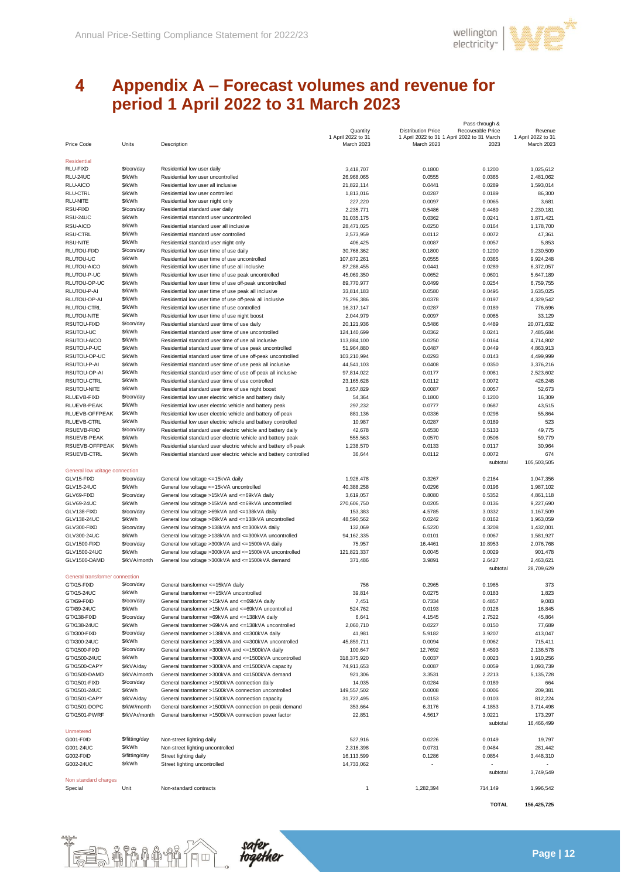# 4 Appendix A – Forecast volumes and revenue for period 1 April 2022 to 31 March 2023

| Price Code | Units | Description | Quantity 1 April 2022 to 31 March 2023 | Distribution Price 1 April 2022 to 31 March 2023 | Pass-through & Recoverable Price 1 April 2022 to 31 March 2023 | Revenue 1 April 2022 to 31 March 2023 |
|---|---|---|---|---|---|---|
| **Residential** | | | | | | |
| RLU-FIXD | $/con/day | Residential low user daily | 3,418,707 | 0.1800 | 0.1200 | 1,025,612 |
| RLU-24UC | $/kWh | Residential low user uncontrolled | 26,968,065 | 0.0555 | 0.0365 | 2,481,062 |
| RLU-AICO | $/kWh | Residential low user all inclusive | 21,822,114 | 0.0441 | 0.0289 | 1,593,014 |
| RLU-CTRL | $/kWh | Residential low user controlled | 1,813,016 | 0.0287 | 0.0189 | 86,300 |
| RLU-NITE | $/kWh | Residential low user night only | 227,220 | 0.0097 | 0.0065 | 3,681 |
| RSU-FIXD | $/con/day | Residential standard user daily | 2,235,771 | 0.5486 | 0.4489 | 2,230,181 |
| RSU-24UC | $/kWh | Residential standard user uncontrolled | 31,035,175 | 0.0362 | 0.0241 | 1,871,421 |
| RSU-AICO | $/kWh | Residential standard user all inclusive | 28,471,025 | 0.0250 | 0.0164 | 1,178,700 |
| RSU-CTRL | $/kWh | Residential standard user controlled | 2,573,959 | 0.0112 | 0.0072 | 47,361 |
| RSU-NITE | $/kWh | Residential standard user night only | 406,425 | 0.0087 | 0.0057 | 5,853 |
| RLUTOU-FIXD | $/con/day | Residential low user time of use daily | 30,768,362 | 0.1800 | 0.1200 | 9,230,509 |
| RLUTOU-UC | $/kWh | Residential low user time of use uncontrolled | 107,872,261 | 0.0555 | 0.0365 | 9,924,248 |
| RLUTOU-AICO | $/kWh | Residential low user time of use all inclusive | 87,288,455 | 0.0441 | 0.0289 | 6,372,057 |
| RLUTOU-P-UC | $/kWh | Residential low user time of use peak uncontrolled | 45,069,350 | 0.0652 | 0.0601 | 5,647,189 |
| RLUTOU-OP-UC | $/kWh | Residential low user time of use off-peak uncontrolled | 89,770,977 | 0.0499 | 0.0254 | 6,759,755 |
| RLUTOU-P-AI | $/kWh | Residential low user time of use peak all inclusive | 33,814,183 | 0.0580 | 0.0495 | 3,635,025 |
| RLUTOU-OP-AI | $/kWh | Residential low user time of use off-peak all inclusive | 75,296,386 | 0.0378 | 0.0197 | 4,329,542 |
| RLUTOU-CTRL | $/kWh | Residential low user time of use controlled | 16,317,147 | 0.0287 | 0.0189 | 776,696 |
| RLUTOU-NITE | $/kWh | Residential low user time of use night boost | 2,044,979 | 0.0097 | 0.0065 | 33,129 |
| RSUTOU-FIXD | $/con/day | Residential standard user time of use daily | 20,121,936 | 0.5486 | 0.4489 | 20,071,632 |
| RSUTOU-UC | $/kWh | Residential standard user time of use uncontrolled | 124,140,699 | 0.0362 | 0.0241 | 7,485,684 |
| RSUTOU-AICO | $/kWh | Residential standard user time of use all inclusive | 113,884,100 | 0.0250 | 0.0164 | 4,714,802 |
| RSUTOU-P-UC | $/kWh | Residential standard user time of use peak uncontrolled | 51,964,880 | 0.0487 | 0.0449 | 4,863,913 |
| RSUTOU-OP-UC | $/kWh | Residential standard user time of use off-peak uncontrolled | 103,210,994 | 0.0293 | 0.0143 | 4,499,999 |
| RSUTOU-P-AI | $/kWh | Residential standard user time of use peak all inclusive | 44,541,103 | 0.0408 | 0.0350 | 3,376,216 |
| RSUTOU-OP-AI | $/kWh | Residential standard user time of use off-peak all inclusive | 97,814,022 | 0.0177 | 0.0081 | 2,523,602 |
| RSUTOU-CTRL | $/kWh | Residential standard user time of use controlled | 23,165,628 | 0.0112 | 0.0072 | 426,248 |
| RSUTOU-NITE | $/kWh | Residential standard user time of use night boost | 3,657,829 | 0.0087 | 0.0057 | 52,673 |
| RLUEVB-FIXD | $/con/day | Residential low user electric vehicle and battery daily | 54,364 | 0.1800 | 0.1200 | 16,309 |
| RLUEVB-PEAK | $/kWh | Residential low user electric vehicle and battery peak | 297,232 | 0.0777 | 0.0687 | 43,515 |
| RLUEVB-OFFPEAK | $/kWh | Residential low user electric vehicle and battery off-peak | 881,136 | 0.0336 | 0.0298 | 55,864 |
| RLUEVB-CTRL | $/kWh | Residential low user electric vehicle and battery controlled | 10,987 | 0.0287 | 0.0189 | 523 |
| RSUEVB-FIXD | $/con/day | Residential standard user electric vehicle and battery daily | 42,678 | 0.6530 | 0.5133 | 49,775 |
| RSUEVB-PEAK | $/kWh | Residential standard user electric vehicle and battery peak | 555,563 | 0.0570 | 0.0506 | 59,779 |
| RSUEVB-OFFPEAK | $/kWh | Residential standard user electric vehicle and battery off-peak | 1,238,570 | 0.0133 | 0.0117 | 30,964 |
| RSUEVB-CTRL | $/kWh | Residential standard user electric vehicle and battery controlled | 36,644 | 0.0112 | 0.0072 | 674 |
| | | | | | subtotal | 105,503,505 |
| **General low voltage connection** | | | | | | |
| GLV15-FIXD | $/con/day | General low voltage <=15kVA daily | 1,928,478 | 0.3267 | 0.2164 | 1,047,356 |
| GLV15-24UC | $/kWh | General low voltage <=15kVA uncontrolled | 40,388,258 | 0.0296 | 0.0196 | 1,987,102 |
| GLV69-FIXD | $/con/day | General low voltage >15kVA and <=69kVA daily | 3,619,057 | 0.8080 | 0.5352 | 4,861,118 |
| GLV69-24UC | $/kWh | General low voltage >15kVA and <=69kVA uncontrolled | 270,606,750 | 0.0205 | 0.0136 | 9,227,690 |
| GLV138-FIXD | $/con/day | General low voltage >69kVA and <=138kVA daily | 153,383 | 4.5785 | 3.0332 | 1,167,509 |
| GLV138-24UC | $/kWh | General low voltage >69kVA and <=138kVA uncontrolled | 48,590,562 | 0.0242 | 0.0162 | 1,963,059 |
| GLV300-FIXD | $/con/day | General low voltage >138kVA and <=300kVA daily | 132,069 | 6.5220 | 4.3208 | 1,432,001 |
| GLV300-24UC | $/kWh | General low voltage >138kVA and <=300kVA uncontrolled | 94,162,335 | 0.0101 | 0.0067 | 1,581,927 |
| GLV1500-FIXD | $/con/day | General low voltage >300kVA and <=1500kVA daily | 75,957 | 16.4461 | 10.8953 | 2,076,768 |
| GLV1500-24UC | $/kWh | General low voltage >300kVA and <=1500kVA uncontrolled | 121,821,337 | 0.0045 | 0.0029 | 901,478 |
| GLV1500-DAMD | $/kVA/month | General low voltage >300kVA and <=1500kVA demand | 371,486 | 3.9891 | 2.6427 | 2,463,621 |
| | | | | | subtotal | 28,709,629 |
| **General transformer connection** | | | | | | |
| GTX15-FIXD | $/con/day | General transformer <=15kVA daily | 756 | 0.2965 | 0.1965 | 373 |
| GTX15-24UC | $/kWh | General transformer <=15kVA uncontrolled | 39,814 | 0.0275 | 0.0183 | 1,823 |
| GTX69-FIXD | $/con/day | General transformer >15kVA and <=69kVA daily | 7,451 | 0.7334 | 0.4857 | 9,083 |
| GTX69-24UC | $/kWh | General transformer >15kVA and <=69kVA uncontrolled | 524,762 | 0.0193 | 0.0128 | 16,845 |
| GTX138-FIXD | $/con/day | General transformer >69kVA and <=138kVA daily | 6,641 | 4.1545 | 2.7522 | 45,864 |
| GTX138-24UC | $/kWh | General transformer >69kVA and <=138kVA uncontrolled | 2,060,710 | 0.0227 | 0.0150 | 77,689 |
| GTX300-FIXD | $/con/day | General transformer >138kVA and <=300kVA daily | 41,981 | 5.9182 | 3.9207 | 413,047 |
| GTX300-24UC | $/kWh | General transformer >138kVA and <=300kVA uncontrolled | 45,859,711 | 0.0094 | 0.0062 | 715,411 |
| GTX1500-FIXD | $/con/day | General transformer >300kVA and <=1500kVA daily | 100,647 | 12.7692 | 8.4593 | 2,136,578 |
| GTX1500-24UC | $/kWh | General transformer >300kVA and <=1500kVA uncontrolled | 318,375,920 | 0.0037 | 0.0023 | 1,910,256 |
| GTX1500-CAPY | $/kVA/day | General transformer >300kVA and <=1500kVA capacity | 74,913,653 | 0.0087 | 0.0059 | 1,093,739 |
| GTX1500-DAMD | $/kVA/month | General transformer >300kVA and <=1500kVA demand | 921,306 | 3.3531 | 2.2213 | 5,135,728 |
| GTX1501-FIXD | $/con/day | General transformer >1500kVA connection daily | 14,035 | 0.0284 | 0.0189 | 664 |
| GTX1501-24UC | $/kWh | General transformer >1500kVA connection uncontrolled | 149,557,502 | 0.0008 | 0.0006 | 209,381 |
| GTX1501-CAPY | $/kVA/day | General transformer >1500kVA connection capacity | 31,727,495 | 0.0153 | 0.0103 | 812,224 |
| GTX1501-DOPC | $/kW/month | General transformer >1500kVA connection on-peak demand | 353,664 | 6.3176 | 4.1853 | 3,714,498 |
| GTX1501-PWRF | $/kVAr/month | General transformer >1500kVA connection power factor | 22,851 | 4.5617 | 3.0221 | 173,297 |
| | | | | | subtotal | 16,466,499 |
| **Unmetered** | | | | | | |
| G001-FIXD | $/fitting/day | Non-street lighting daily | 527,916 | 0.0226 | 0.0149 | 19,797 |
| G001-24UC | $/kWh | Non-street lighting uncontrolled | 2,316,398 | 0.0731 | 0.0484 | 281,442 |
| G002-FIXD | $/fitting/day | Street lighting daily | 16,113,599 | 0.1286 | 0.0854 | 3,448,310 |
| G002-24UC | $/kWh | Street lighting uncontrolled | 14,733,062 | - | - | - |
| | | | | | subtotal | 3,749,549 |
| **Non standard charges** | | | | | | |
| Special | Unit | Non-standard contracts | 1 | 1,282,394 | 714,149 | 1,996,542 |
| | | | | | **TOTAL** | **156,425,725** |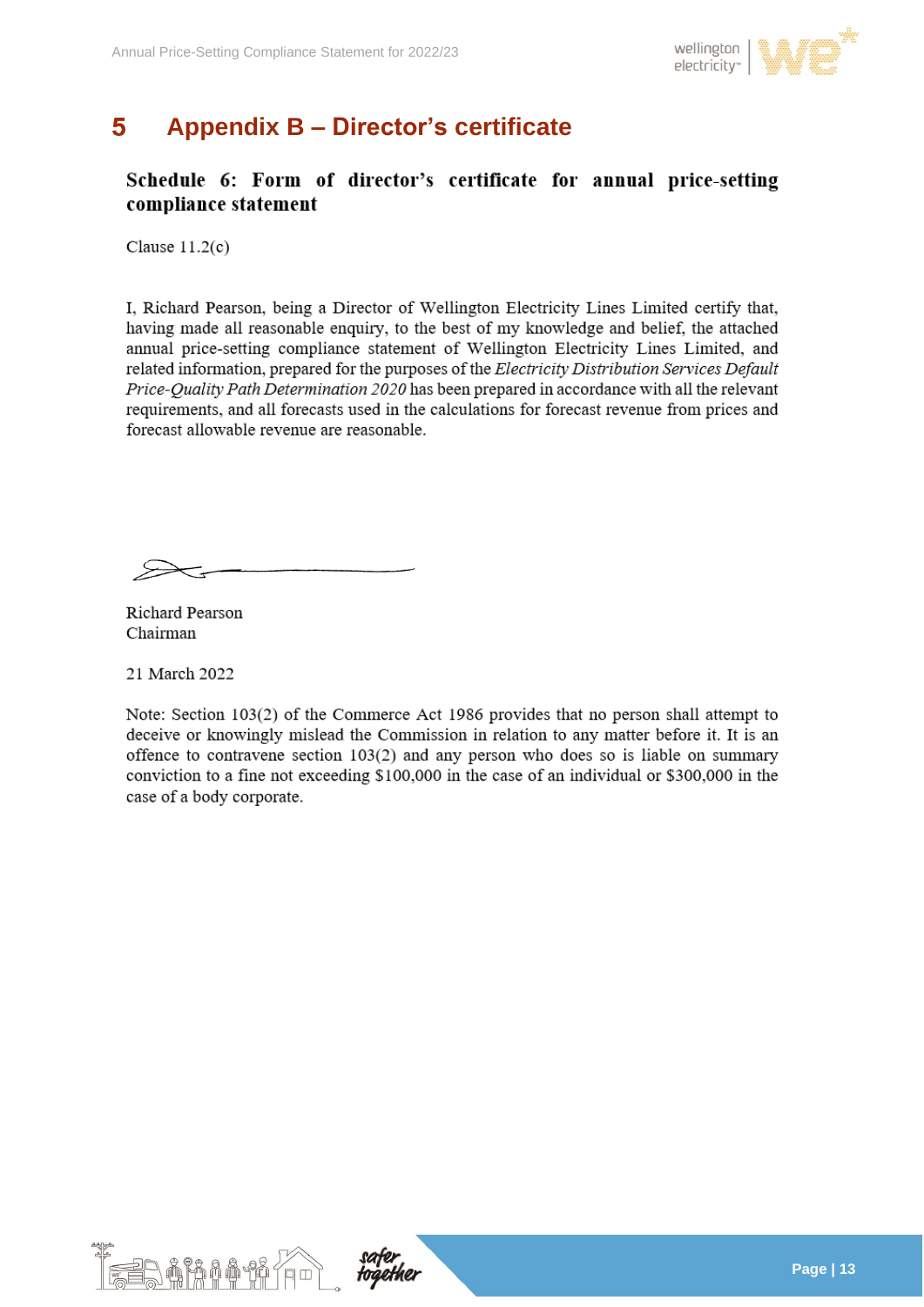# 5 Appendix B – Director's certificate

## Schedule 6: Form of director's certificate for annual price-setting compliance statement

Clause 11.2(c)

I, Richard Pearson, being a Director of Wellington Electricity Lines Limited certify that, having made all reasonable enquiry, to the best of my knowledge and belief, the attached annual price-setting compliance statement of Wellington Electricity Lines Limited, and related information, prepared for the purposes of the *Electricity Distribution Services Default Price-Quality Path Determination 2020* has been prepared in accordance with all the relevant requirements, and all forecasts used in the calculations for forecast revenue from prices and forecast allowable revenue are reasonable.

Richard Pearson
Chairman

21 March 2022

Note: Section 103(2) of the Commerce Act 1986 provides that no person shall attempt to deceive or knowingly mislead the Commission in relation to any matter before it. It is an offence to contravene section 103(2) and any person who does so is liable on summary conviction to a fine not exceeding $100,000 in the case of an individual or $300,000 in the case of a body corporate.